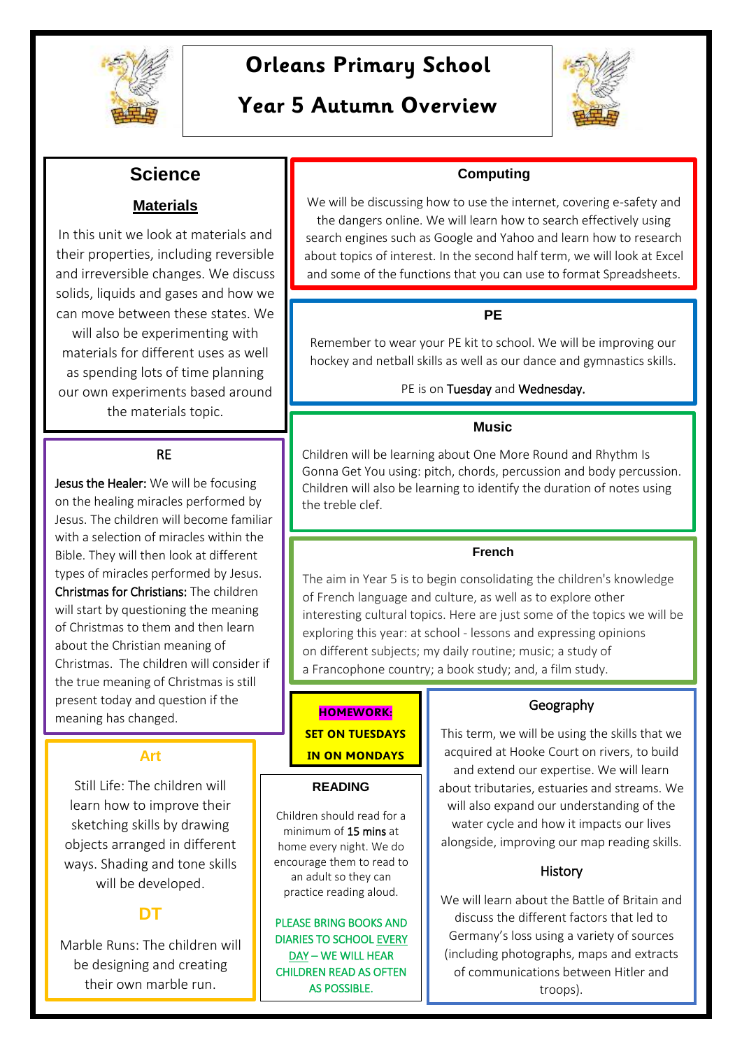# Orleans Primary School

## Year 5 Autumn Overview

## Science

### Materials

In this unit we look at materials and their properties, including reversible and irreversible changes. We discuss solids, liquids and gases and how we can move between these states. We will also be experimenting with materials for different uses as well as spending lots of time planning our own experiments based around the materials topic.

## RE

**Jesus the Healer:** We will be focusing on the healing miracles performed by Jesus. The children will become familiar with a selection of miracles within the Bible. They will then look at different types of miracles performed by Jesus.

**Christmas for Christians:** The children will start by questioning the meaning of Christmas to them and then learn about the Christian meaning of Christmas. The children will consider if the true meaning of Christmas is still present today and question if the meaning has changed.

## Art

Still Life: The children will learn how to improve their sketching skills by drawing objects arranged in different ways. Shading and tone skills will be developed.

## DT

Marble Runs: The children will be designing and creating their own marble run.

## Computing

We will be discussing how to use the internet, covering e-safety and the dangers online. We will learn how to search effectively using search engines such as Google and Yahoo and learn how to research about topics of interest. In the second half term, we will look at Excel and some of the functions that you can use to format Spreadsheets.

## PE

Remember to wear your PE kit to school. We will be improving our hockey and netball skills as well as our dance and gymnastics skills.

PE is on **Tuesday** and **Wednesday.**

## Music

Children will be learning about One More Round and Rhythm Is Gonna Get You using: pitch, chords, percussion and body percussion. Children will also be learning to identify the duration of notes using the treble clef.

## French

The aim in Year 5 is to begin consolidating the children's knowledge of French language and culture, as well as to explore other interesting cultural topics. Here are just some of the topics we will be exploring this year: at school - lessons and expressing opinions on different subjects; my daily routine; music; a study of a Francophone country; a book study; and, a film study.

**HOMEWORK:**

**SET ON TUESDAYS**

**IN ON MONDAYS**

## READING

Children should read for a minimum of **15 mins** at home every night. We do encourage them to read to an adult so they can practice reading aloud.

PLEASE BRING BOOKS AND DIARIES TO SCHOOL EVERY DAY – WE WILL HEAR CHILDREN READ AS OFTEN AS POSSIBLE.

## Geography

This term, we will be using the skills that we acquired at Hooke Court on rivers, to build and extend our expertise. We will learn about tributaries, estuaries and streams. We will also expand our understanding of the water cycle and how it impacts our lives alongside, improving our map reading skills.

## History

We will learn about the Battle of Britain and discuss the different factors that led to Germany's loss using a variety of sources (including photographs, maps and extracts of communications between Hitler and troops).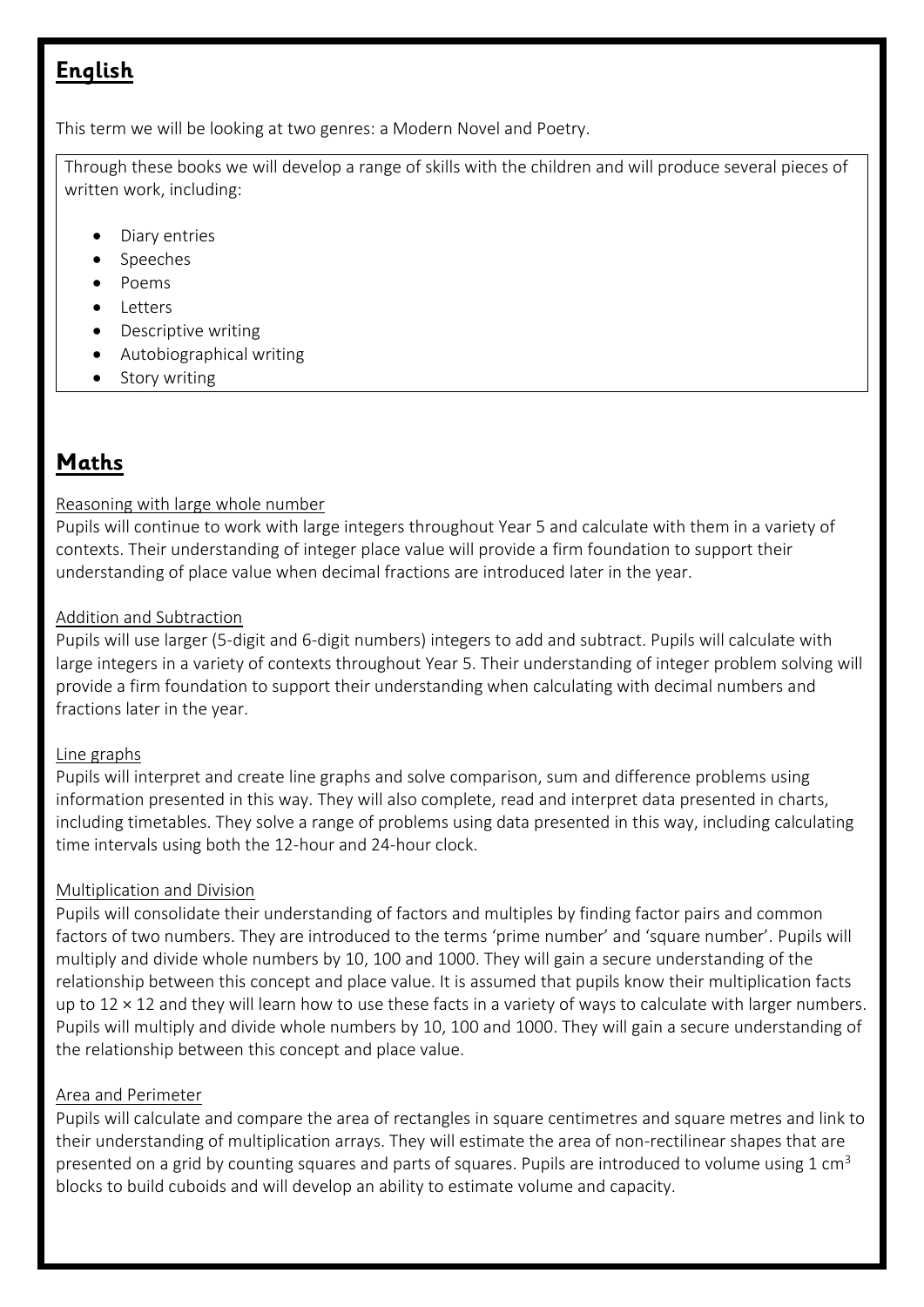## English

This term we will be looking at two genres: a Modern Novel and Poetry.

Through these books we will develop a range of skills with the children and will produce several pieces of written work, including:

- Diary entries
- Speeches
- Poems
- Letters
- Descriptive writing
- Autobiographical writing
- Story writing

## Maths

Reasoning with large whole number

Pupils will continue to work with large integers throughout Year 5 and calculate with them in a variety of contexts. Their understanding of integer place value will provide a firm foundation to support their understanding of place value when decimal fractions are introduced later in the year.

Addition and Subtraction

Pupils will use larger (5-digit and 6-digit numbers) integers to add and subtract. Pupils will calculate with large integers in a variety of contexts throughout Year 5. Their understanding of integer problem solving will provide a firm foundation to support their understanding when calculating with decimal numbers and fractions later in the year.

Line graphs

Pupils will interpret and create line graphs and solve comparison, sum and difference problems using information presented in this way. They will also complete, read and interpret data presented in charts, including timetables. They solve a range of problems using data presented in this way, including calculating time intervals using both the 12-hour and 24-hour clock.

Multiplication and Division

Pupils will consolidate their understanding of factors and multiples by finding factor pairs and common factors of two numbers. They are introduced to the terms 'prime number' and 'square number'. Pupils will multiply and divide whole numbers by 10, 100 and 1000. They will gain a secure understanding of the relationship between this concept and place value. It is assumed that pupils know their multiplication facts up to $12 \times 12$ and they will learn how to use these facts in a variety of ways to calculate with larger numbers. Pupils will multiply and divide whole numbers by 10, 100 and 1000. They will gain a secure understanding of the relationship between this concept and place value.

Area and Perimeter

Pupils will calculate and compare the area of rectangles in square centimetres and square metres and link to their understanding of multiplication arrays. They will estimate the area of non-rectilinear shapes that are presented on a grid by counting squares and parts of squares. Pupils are introduced to volume using 1 $cm^3$ blocks to build cuboids and will develop an ability to estimate volume and capacity.